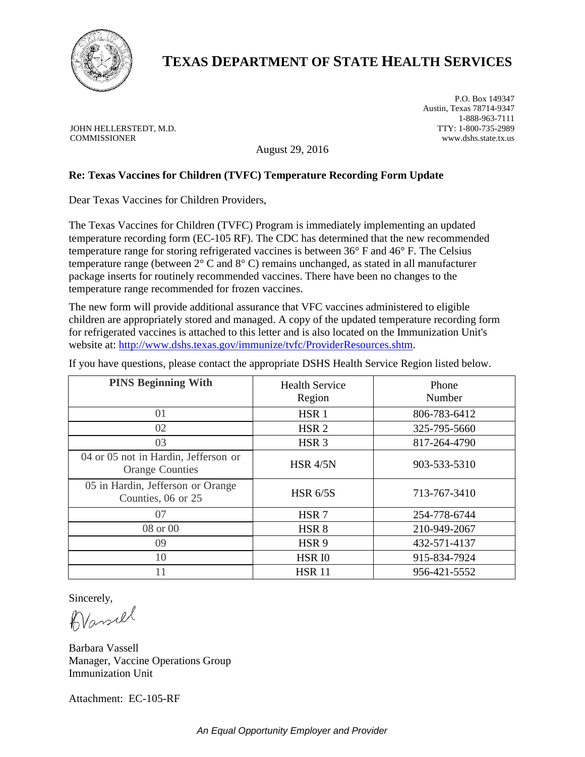# TEXAS DEPARTMENT OF STATE HEALTH SERVICES

JOHN HELLERSTEDT, M.D.
COMMISSIONER

P.O. Box 149347
Austin, Texas 78714-9347
1-888-963-7111
TTY: 1-800-735-2989
www.dshs.state.tx.us

August 29, 2016

**Re: Texas Vaccines for Children (TVFC) Temperature Recording Form Update**

Dear Texas Vaccines for Children Providers,

The Texas Vaccines for Children (TVFC) Program is immediately implementing an updated temperature recording form (EC-105 RF). The CDC has determined that the new recommended temperature range for storing refrigerated vaccines is between 36° F and 46° F. The Celsius temperature range (between 2° C and 8° C) remains unchanged, as stated in all manufacturer package inserts for routinely recommended vaccines. There have been no changes to the temperature range recommended for frozen vaccines.

The new form will provide additional assurance that VFC vaccines administered to eligible children are appropriately stored and managed. A copy of the updated temperature recording form for refrigerated vaccines is attached to this letter and is also located on the Immunization Unit's website at: http://www.dshs.texas.gov/immunize/tvfc/ProviderResources.shtm.

If you have questions, please contact the appropriate DSHS Health Service Region listed below.

| **PINS Beginning With** | Health Service Region | Phone Number |
|---|---|---|
| 01 | HSR 1 | 806-783-6412 |
| 02 | HSR 2 | 325-795-5660 |
| 03 | HSR 3 | 817-264-4790 |
| 04 or 05 not in Hardin, Jefferson or Orange Counties | HSR 4/5N | 903-533-5310 |
| 05 in Hardin, Jefferson or Orange Counties, 06 or 25 | HSR 6/5S | 713-767-3410 |
| 07 | HSR 7 | 254-778-6744 |
| 08 or 00 | HSR 8 | 210-949-2067 |
| 09 | HSR 9 | 432-571-4137 |
| 10 | HSR I0 | 915-834-7924 |
| 11 | HSR 11 | 956-421-5552 |

Sincerely,

Barbara Vassell
Manager, Vaccine Operations Group
Immunization Unit

Attachment: EC-105-RF

*An Equal Opportunity Employer and Provider*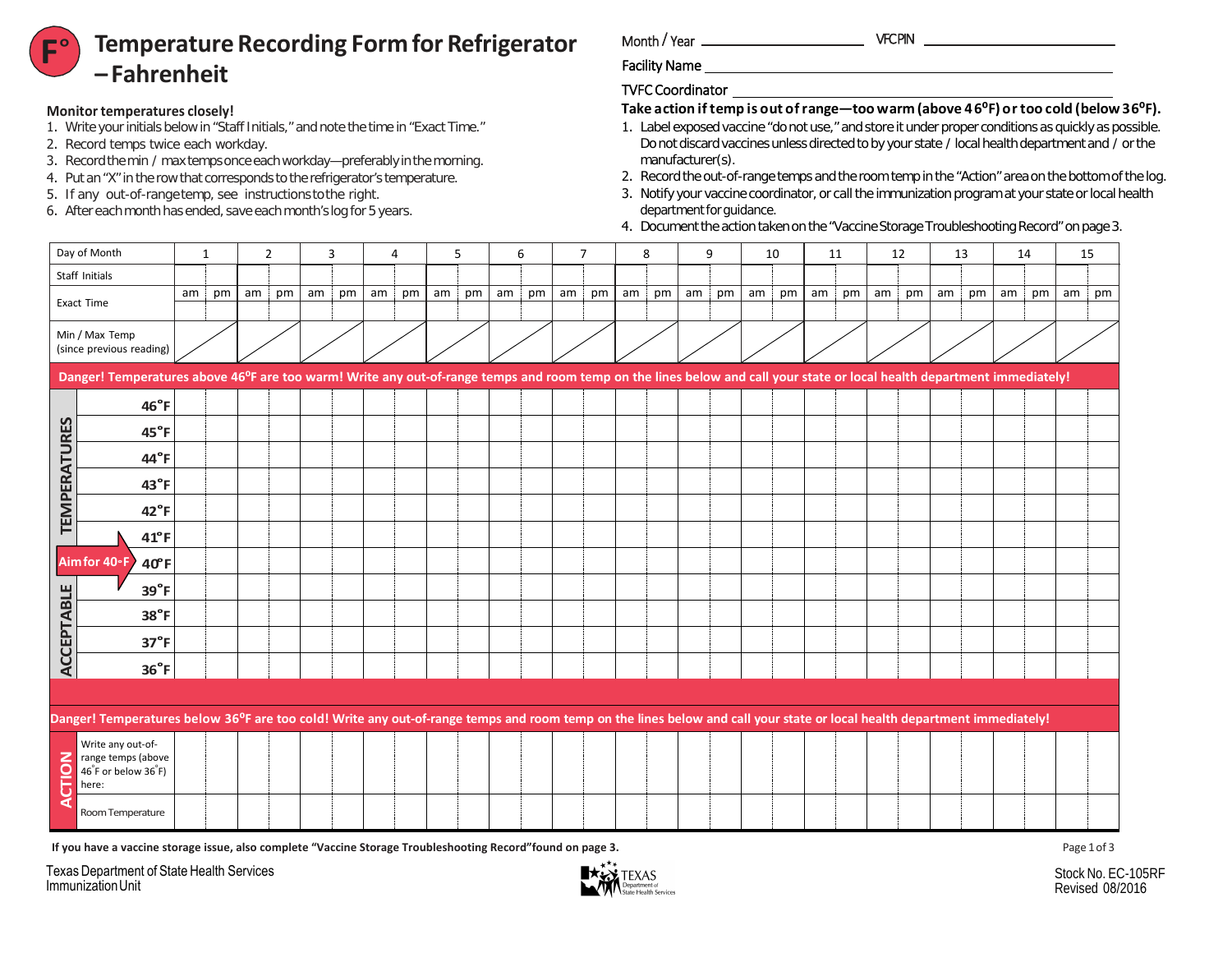# Temperature Recording Form for Refrigerator – Fahrenheit

Month / Year ____________ VFC PIN ____________

Facility Name ____________

TVFC Coordinator ____________

**Monitor temperatures closely!**

1. Write your initials below in "Staff Initials," and note the time in "Exact Time."
2. Record temps twice each workday.
3. Record the min / max temps once each workday—preferably in the morning.
4. Put an "X" in the row that corresponds to the refrigerator's temperature.
5. If any out-of-range temp, see instructions to the right.
6. After each month has ended, save each month's log for 5 years.

**Take action if temp is out of range—too warm (above 46°F) or too cold (below 36°F).**

1. Label exposed vaccine "do not use," and store it under proper conditions as quickly as possible. Do not discard vaccines unless directed to by your state / local health department and / or the manufacturer(s).
2. Record the out-of-range temps and the room temp in the "Action" area on the bottom of the log.
3. Notify your vaccine coordinator, or call the immunization program at your state or local health department for guidance.
4. Document the action taken on the "Vaccine Storage Troubleshooting Record" on page 3.

| Day of Month | 1 | | 2 | | 3 | | 4 | | 5 | | 6 | | 7 | | 8 | | 9 | | 10 | | 11 | | 12 | | 13 | | 14 | | 15 | |
|---|---|---|---|---|---|---|---|---|---|---|---|---|---|---|---|---|---|---|---|---|---|---|---|---|---|---|---|---|---|---|
| Staff Initials | | | | | | | | | | | | | | | | | | | | | | | | | | | | | | |
| Exact Time | am | pm | am | pm | am | pm | am | pm | am | pm | am | pm | am | pm | am | pm | am | pm | am | pm | am | pm | am | pm | am | pm | am | pm | am | pm |
| Min / Max Temp (since previous reading) | | | | | | | | | | | | | | | | | | | | | | | | | | | | | | |
| **Danger! Temperatures above 46°F are too warm! Write any out-of-range temps and room temp on the lines below and call your state or local health department immediately!** | | | | | | | | | | | | | | | | | | | | | | | | | | | | | | |
| ACCEPTABLE TEMPERATURES 46°F | | | | | | | | | | | | | | | | | | | | | | | | | | | | | | |
| 45°F | | | | | | | | | | | | | | | | | | | | | | | | | | | | | | |
| 44°F | | | | | | | | | | | | | | | | | | | | | | | | | | | | | | |
| 43°F | | | | | | | | | | | | | | | | | | | | | | | | | | | | | | |
| 42°F | | | | | | | | | | | | | | | | | | | | | | | | | | | | | | |
| 41°F | | | | | | | | | | | | | | | | | | | | | | | | | | | | | | |
| Aim for 40°F → 40°F | | | | | | | | | | | | | | | | | | | | | | | | | | | | | | |
| 39°F | | | | | | | | | | | | | | | | | | | | | | | | | | | | | | |
| 38°F | | | | | | | | | | | | | | | | | | | | | | | | | | | | | | |
| 37°F | | | | | | | | | | | | | | | | | | | | | | | | | | | | | | |
| 36°F | | | | | | | | | | | | | | | | | | | | | | | | | | | | | | |
| **Danger! Temperatures below 36°F are too cold! Write any out-of-range temps and room temp on the lines below and call your state or local health department immediately!** | | | | | | | | | | | | | | | | | | | | | | | | | | | | | | |
| ACTION: Write any out-of-range temps (above 46°F or below 36°F) here: | | | | | | | | | | | | | | | | | | | | | | | | | | | | | | |
| Room Temperature | | | | | | | | | | | | | | | | | | | | | | | | | | | | | | |

**If you have a vaccine storage issue, also complete "Vaccine Storage Troubleshooting Record" found on page 3.**

Texas Department of State Health Services
Immunization Unit

Stock No. EC-105RF
Revised 08/2016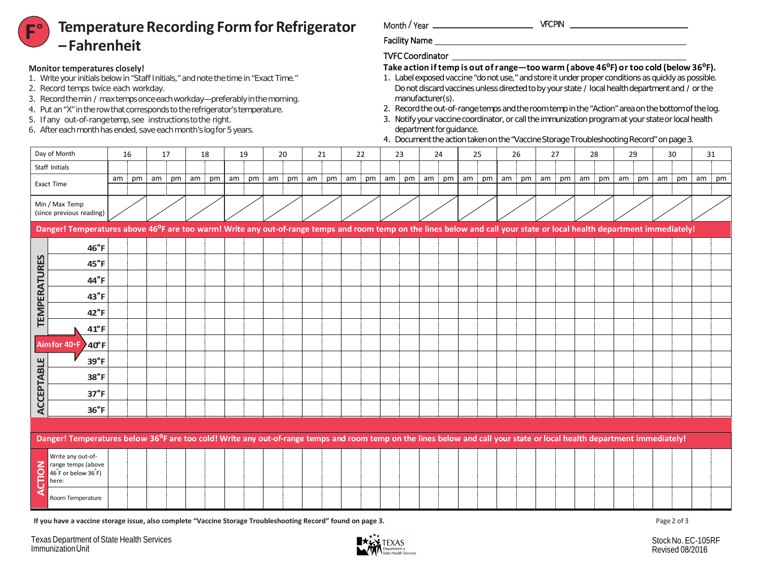# Temperature Recording Form for Refrigerator – Fahrenheit

Month / Year ____________________ VFC PIN ____________________

Facility Name ________________________________________

TVFC Coordinator ________________________________________

**Monitor temperatures closely!**

1. Write your initials below in "Staff Initials," and note the time in "Exact Time."
2. Record temps twice each workday.
3. Record the min / max temps once each workday—preferably in the morning.
4. Put an "X" in the row that corresponds to the refrigerator's temperature.
5. If any out-of-range temp, see instructions to the right.
6. After each month has ended, save each month's log for 5 years.

**Take action if temp is out of range—too warm (above 46°F) or too cold (below 36°F).**

1. Label exposed vaccine "do not use," and store it under proper conditions as quickly as possible. Do not discard vaccines unless directed to by your state / local health department and / or the manufacturer(s).
2. Record the out-of-range temps and the room temp in the "Action" area on the bottom of the log.
3. Notify your vaccine coordinator, or call the immunization program at your state or local health department for guidance.
4. Document the action taken on the "Vaccine Storage Troubleshooting Record" on page 3.

| Day of Month | 16 | | 17 | | 18 | | 19 | | 20 | | 21 | | 22 | | 23 | | 24 | | 25 | | 26 | | 27 | | 28 | | 29 | | 30 | | 31 | |
|---|---|---|---|---|---|---|---|---|---|---|---|---|---|---|---|---|---|---|---|---|---|---|---|---|---|---|---|---|---|---|---|---|
| Staff Initials | | | | | | | | | | | | | | | | | | | | | | | | | | | | | | | | |
| Exact Time | am | pm | am | pm | am | pm | am | pm | am | pm | am | pm | am | pm | am | pm | am | pm | am | pm | am | pm | am | pm | am | pm | am | pm | am | pm | am | pm |
| Min / Max Temp (since previous reading) | | | | | | | | | | | | | | | | | | | | | | | | | | | | | | | | |
| **Danger! Temperatures above 46°F are too warm! Write any out-of-range temps and room temp on the lines below and call your state or local health department immediately!** | | | | | | | | | | | | | | | | | | | | | | | | | | | | | | | | |
| TEMPERATURES 46°F | | | | | | | | | | | | | | | | | | | | | | | | | | | | | | | | |
| 45°F | | | | | | | | | | | | | | | | | | | | | | | | | | | | | | | | |
| 44°F | | | | | | | | | | | | | | | | | | | | | | | | | | | | | | | | |
| 43°F | | | | | | | | | | | | | | | | | | | | | | | | | | | | | | | | |
| 42°F | | | | | | | | | | | | | | | | | | | | | | | | | | | | | | | | |
| 41°F | | | | | | | | | | | | | | | | | | | | | | | | | | | | | | | | |
| Aim for 40°F → 40°F | | | | | | | | | | | | | | | | | | | | | | | | | | | | | | | | |
| ACCEPTABLE 39°F | | | | | | | | | | | | | | | | | | | | | | | | | | | | | | | | |
| 38°F | | | | | | | | | | | | | | | | | | | | | | | | | | | | | | | | |
| 37°F | | | | | | | | | | | | | | | | | | | | | | | | | | | | | | | | |
| 36°F | | | | | | | | | | | | | | | | | | | | | | | | | | | | | | | | |
| **Danger! Temperatures below 36°F are too cold! Write any out-of-range temps and room temp on the lines below and call your state or local health department immediately!** | | | | | | | | | | | | | | | | | | | | | | | | | | | | | | | | |
| ACTION: Write any out-of-range temps (above 46°F or below 36°F) here: | | | | | | | | | | | | | | | | | | | | | | | | | | | | | | | | |
| Room Temperature | | | | | | | | | | | | | | | | | | | | | | | | | | | | | | | | |

**If you have a vaccine storage issue, also complete "Vaccine Storage Troubleshooting Record" found on page 3.**

Texas Department of State Health Services
Immunization Unit

Stock No. EC-105RF
Revised 08/2016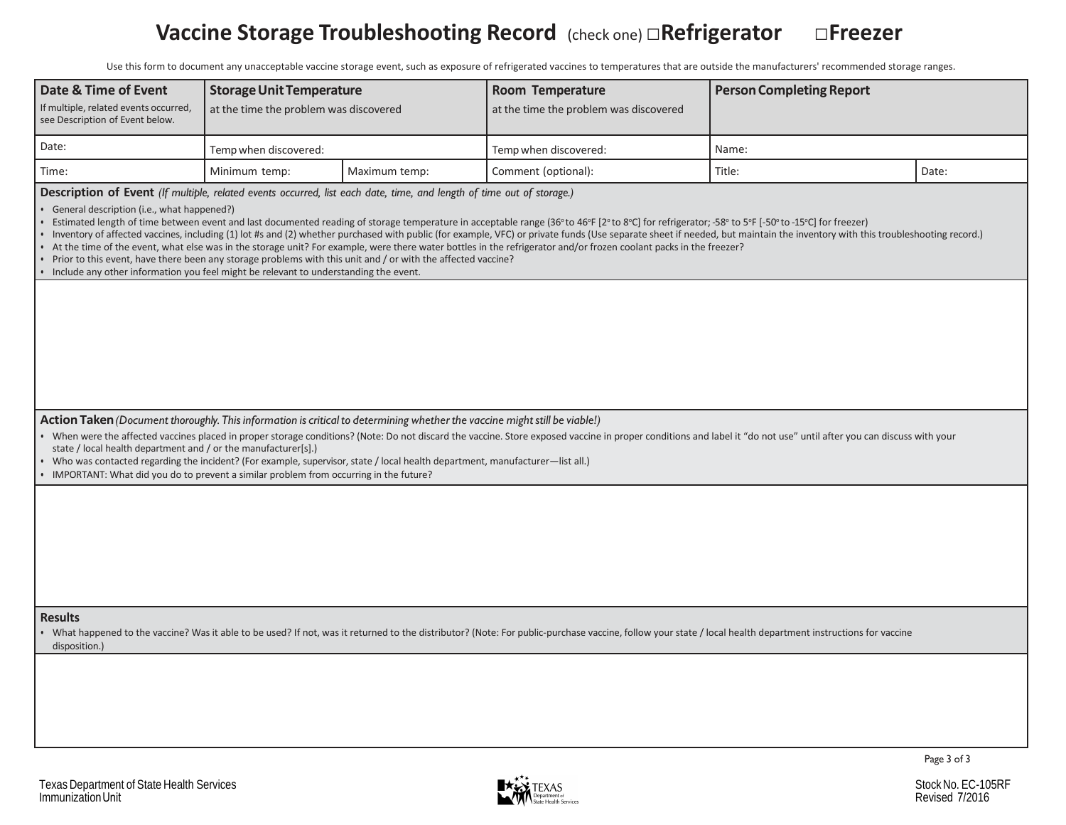# Vaccine Storage Troubleshooting Record (check one) ☐Refrigerator ☐Freezer

Use this form to document any unacceptable vaccine storage event, such as exposure of refrigerated vaccines to temperatures that are outside the manufacturers' recommended storage ranges.

| **Date & Time of Event** If multiple, related events occurred, see Description of Event below. | **Storage Unit Temperature** at the time the problem was discovered | | **Room Temperature** at the time the problem was discovered | **Person Completing Report** | |
|---|---|---|---|---|---|
| Date: | Temp when discovered: | | Temp when discovered: | Name: | |
| Time: | Minimum temp: | Maximum temp: | Comment (optional): | Title: | Date: |

**Description of Event** *(If multiple, related events occurred, list each date, time, and length of time out of storage.)*

- General description (i.e., what happened?)
- Estimated length of time between event and last documented reading of storage temperature in acceptable range (36° to 46°F [2° to 8°C] for refrigerator; -58° to 5°F [-50° to -15°C] for freezer)
- Inventory of affected vaccines, including (1) lot #s and (2) whether purchased with public (for example, VFC) or private funds (Use separate sheet if needed, but maintain the inventory with this troubleshooting record.)
- At the time of the event, what else was in the storage unit? For example, were there water bottles in the refrigerator and/or frozen coolant packs in the freezer?
- Prior to this event, have there been any storage problems with this unit and / or with the affected vaccine?
- Include any other information you feel might be relevant to understanding the event.

**Action Taken** *(Document thoroughly. This information is critical to determining whether the vaccine might still be viable!)*

- When were the affected vaccines placed in proper storage conditions? (Note: Do not discard the vaccine. Store exposed vaccine in proper conditions and label it "do not use" until after you can discuss with your state / local health department and / or the manufacturer[s].)
- Who was contacted regarding the incident? (For example, supervisor, state / local health department, manufacturer—list all.)
- IMPORTANT: What did you do to prevent a similar problem from occurring in the future?

**Results**

- What happened to the vaccine? Was it able to be used? If not, was it returned to the distributor? (Note: For public-purchase vaccine, follow your state / local health department instructions for vaccine disposition.)

Texas Department of State Health Services
Immunization Unit

Stock No. EC-105RF
Revised 7/2016